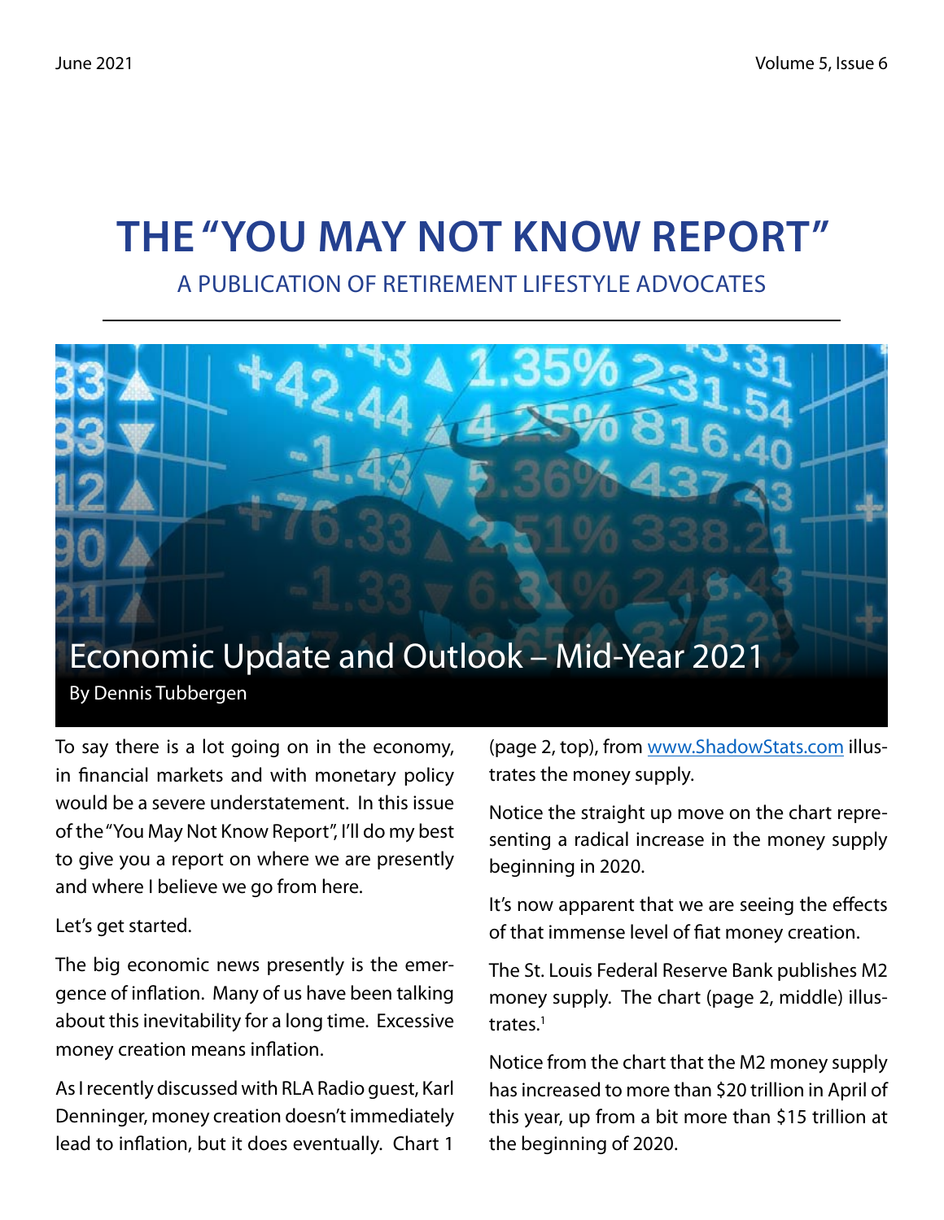# THE "YOU MAY NOT KNOW REPORT"

A PUBLICATION OF RETIREMENT LIFESTYLE ADVOCATES

## Economic Update and Outlook – Mid-Year 2021

By Dennis Tubbergen

To say there is a lot going on in the economy, in financial markets and with monetary policy would be a severe understatement. In this issue of the "You May Not Know Report", I'll do my best to give you a report on where we are presently and where I believe we go from here.

Let's get started.

The big economic news presently is the emergence of inflation. Many of us have been talking about this inevitability for a long time. Excessive money creation means inflation.

As I recently discussed with RLA Radio guest, Karl Denninger, money creation doesn't immediately lead to inflation, but it does eventually. Chart 1 (page 2, top), from www.ShadowStats.com illustrates the money supply.

Notice the straight up move on the chart representing a radical increase in the money supply beginning in 2020.

It's now apparent that we are seeing the effects of that immense level of fiat money creation.

The St. Louis Federal Reserve Bank publishes M2 money supply. The chart (page 2, middle) illustrates.[1]

Notice from the chart that the M2 money supply has increased to more than $20 trillion in April of this year, up from a bit more than $15 trillion at the beginning of 2020.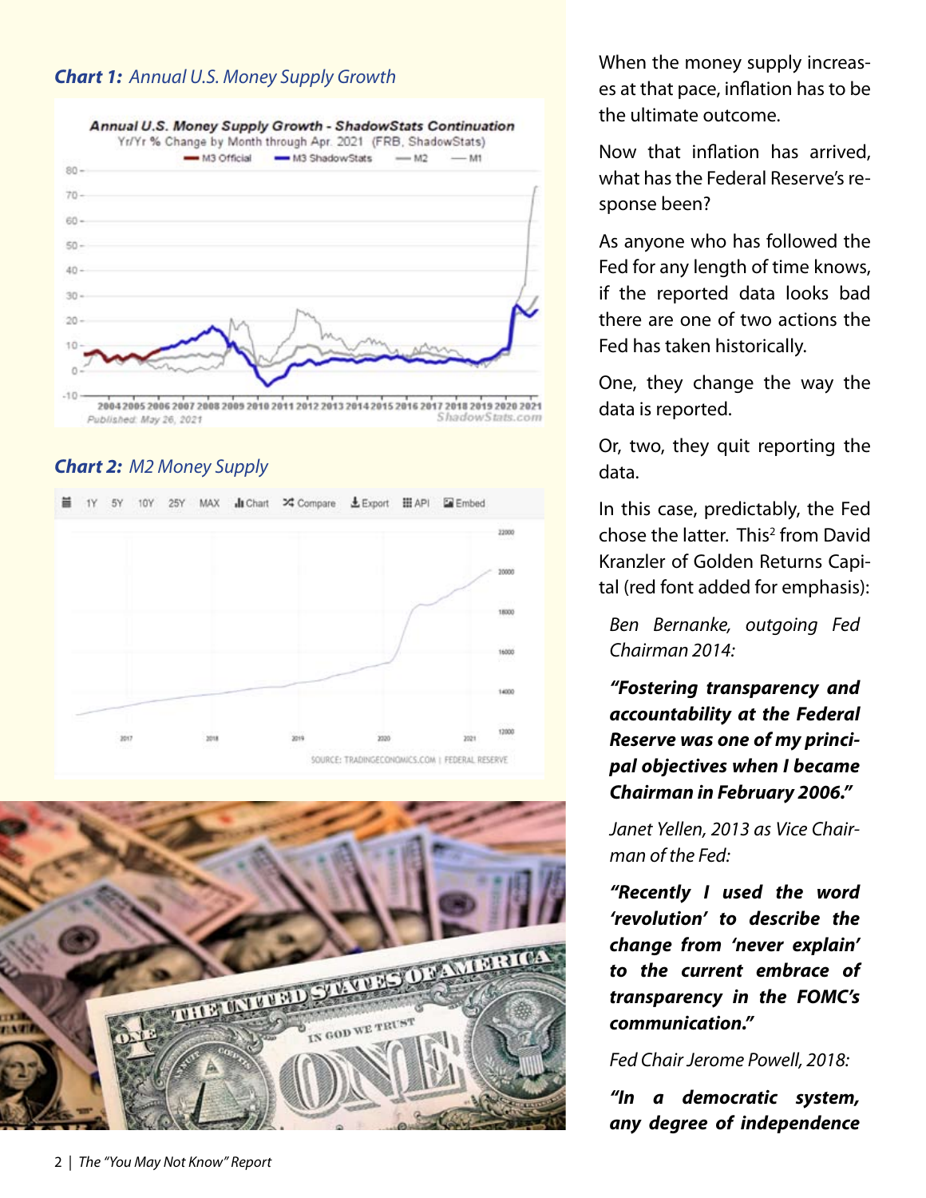***Chart 1:** Annual U.S. Money Supply Growth*

***Chart 2:** M2 Money Supply*

When the money supply increases at that pace, inflation has to be the ultimate outcome.

Now that inflation has arrived, what has the Federal Reserve's response been?

As anyone who has followed the Fed for any length of time knows, if the reported data looks bad there are one of two actions the Fed has taken historically.

One, they change the way the data is reported.

Or, two, they quit reporting the data.

In this case, predictably, the Fed chose the latter. This[2] from David Kranzler of Golden Returns Capital (red font added for emphasis):

> *Ben Bernanke, outgoing Fed Chairman 2014:*
>
> ***"Fostering transparency and accountability at the Federal Reserve was one of my principal objectives when I became Chairman in February 2006."***
>
> *Janet Yellen, 2013 as Vice Chairman of the Fed:*
>
> ***"Recently I used the word 'revolution' to describe the change from 'never explain' to the current embrace of transparency in the FOMC's communication."***
>
> *Fed Chair Jerome Powell, 2018:*
>
> ***"In a democratic system, any degree of independence***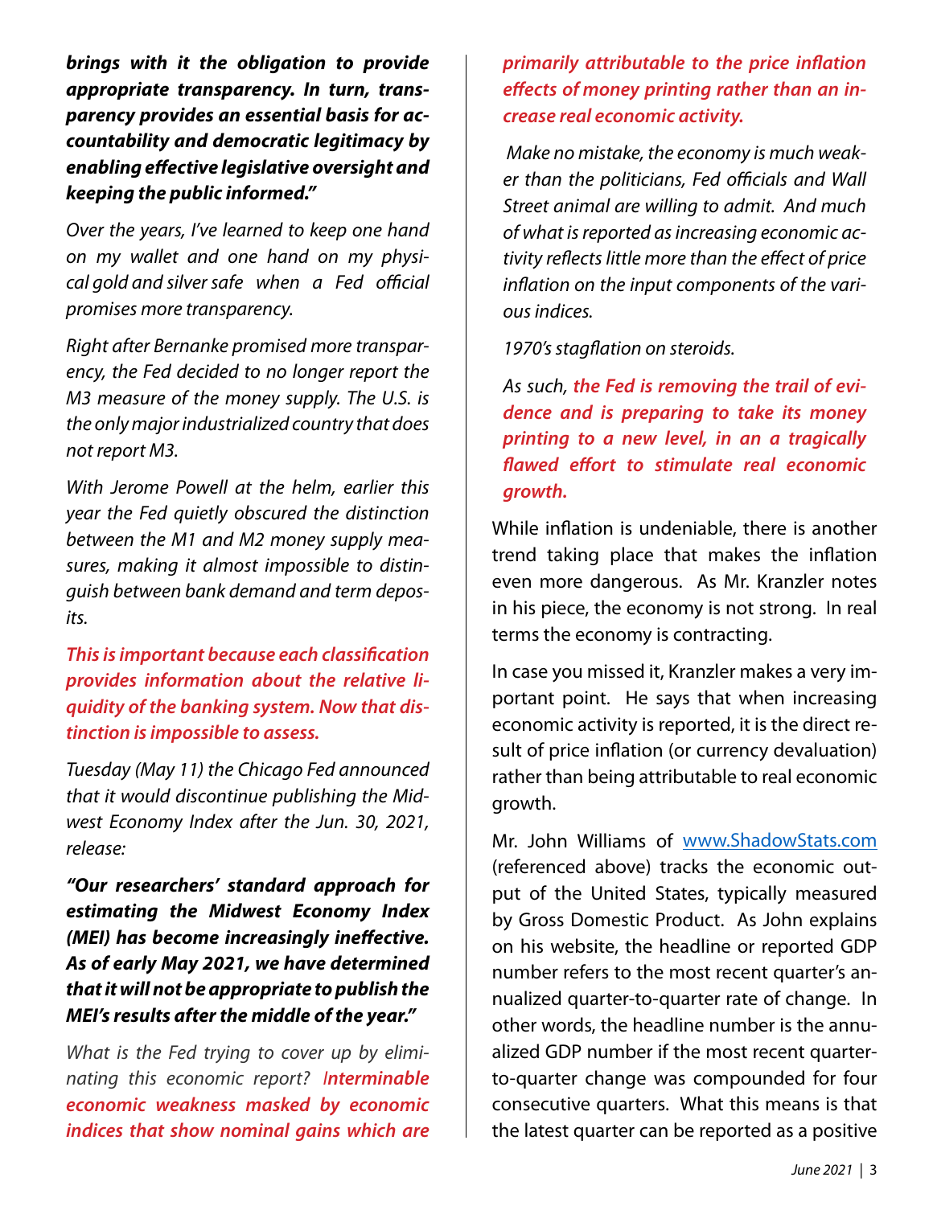***brings with it the obligation to provide appropriate transparency. In turn, transparency provides an essential basis for accountability and democratic legitimacy by enabling effective legislative oversight and keeping the public informed."***

*Over the years, I've learned to keep one hand on my wallet and one hand on my physical gold and silver safe when a Fed official promises more transparency.*

*Right after Bernanke promised more transparency, the Fed decided to no longer report the M3 measure of the money supply. The U.S. is the only major industrialized country that does not report M3.*

*With Jerome Powell at the helm, earlier this year the Fed quietly obscured the distinction between the M1 and M2 money supply measures, making it almost impossible to distinguish between bank demand and term deposits.*

***This is important because each classification provides information about the relative liquidity of the banking system. Now that distinction is impossible to assess.***

*Tuesday (May 11) the Chicago Fed announced that it would discontinue publishing the Midwest Economy Index after the Jun. 30, 2021, release:*

***"Our researchers' standard approach for estimating the Midwest Economy Index (MEI) has become increasingly ineffective. As of early May 2021, we have determined that it will not be appropriate to publish the MEI's results after the middle of the year."***

*What is the Fed trying to cover up by eliminating this economic report?* ***Interminable economic weakness masked by economic indices that show nominal gains which are primarily attributable to the price inflation effects of money printing rather than an increase real economic activity.***

*Make no mistake, the economy is much weaker than the politicians, Fed officials and Wall Street animal are willing to admit. And much of what is reported as increasing economic activity reflects little more than the effect of price inflation on the input components of the various indices.*

*1970's stagflation on steroids.*

*As such,* ***the Fed is removing the trail of evidence and is preparing to take its money printing to a new level, in an a tragically flawed effort to stimulate real economic growth.***

While inflation is undeniable, there is another trend taking place that makes the inflation even more dangerous. As Mr. Kranzler notes in his piece, the economy is not strong. In real terms the economy is contracting.

In case you missed it, Kranzler makes a very important point. He says that when increasing economic activity is reported, it is the direct result of price inflation (or currency devaluation) rather than being attributable to real economic growth.

Mr. John Williams of [www.ShadowStats.com](http://www.ShadowStats.com) (referenced above) tracks the economic output of the United States, typically measured by Gross Domestic Product. As John explains on his website, the headline or reported GDP number refers to the most recent quarter's annualized quarter-to-quarter rate of change. In other words, the headline number is the annualized GDP number if the most recent quarter-to-quarter change was compounded for four consecutive quarters. What this means is that the latest quarter can be reported as a positive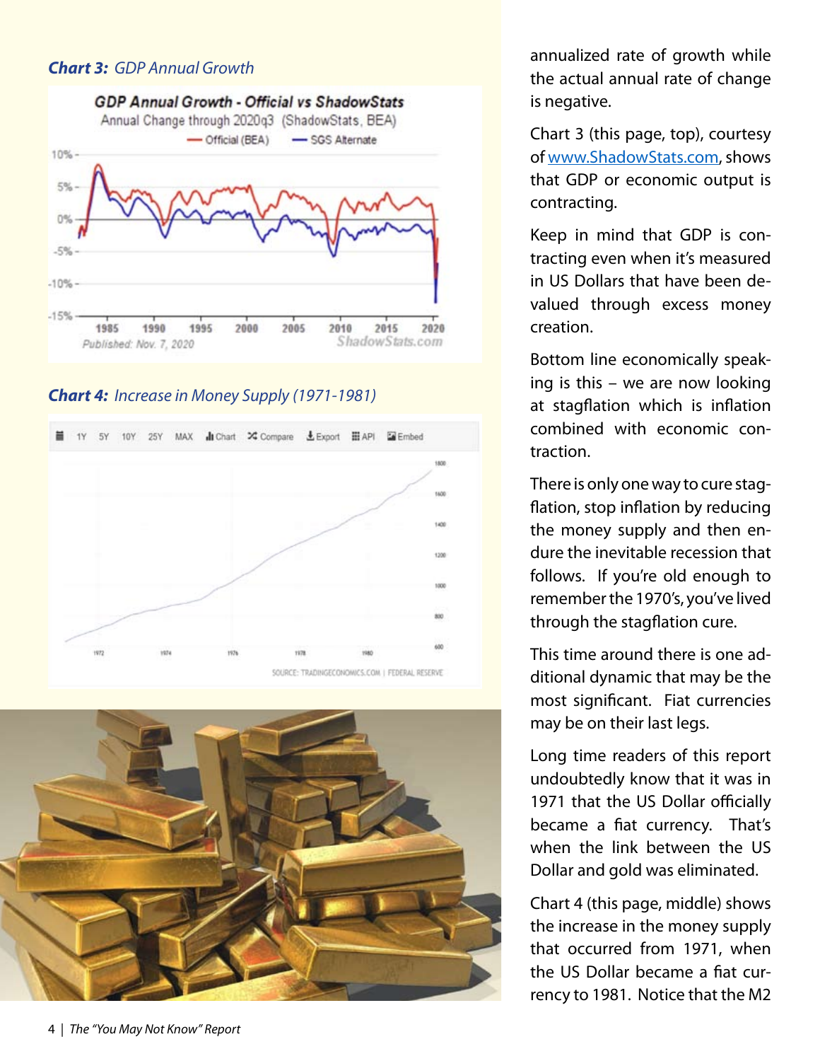*Chart 3: GDP Annual Growth*

*Chart 4: Increase in Money Supply (1971-1981)*

annualized rate of growth while the actual annual rate of change is negative.

Chart 3 (this page, top), courtesy of www.ShadowStats.com, shows that GDP or economic output is contracting.

Keep in mind that GDP is contracting even when it's measured in US Dollars that have been devalued through excess money creation.

Bottom line economically speaking is this – we are now looking at stagflation which is inflation combined with economic contraction.

There is only one way to cure stagflation, stop inflation by reducing the money supply and then endure the inevitable recession that follows. If you're old enough to remember the 1970's, you've lived through the stagflation cure.

This time around there is one additional dynamic that may be the most significant. Fiat currencies may be on their last legs.

Long time readers of this report undoubtedly know that it was in 1971 that the US Dollar officially became a fiat currency. That's when the link between the US Dollar and gold was eliminated.

Chart 4 (this page, middle) shows the increase in the money supply that occurred from 1971, when the US Dollar became a fiat currency to 1981. Notice that the M2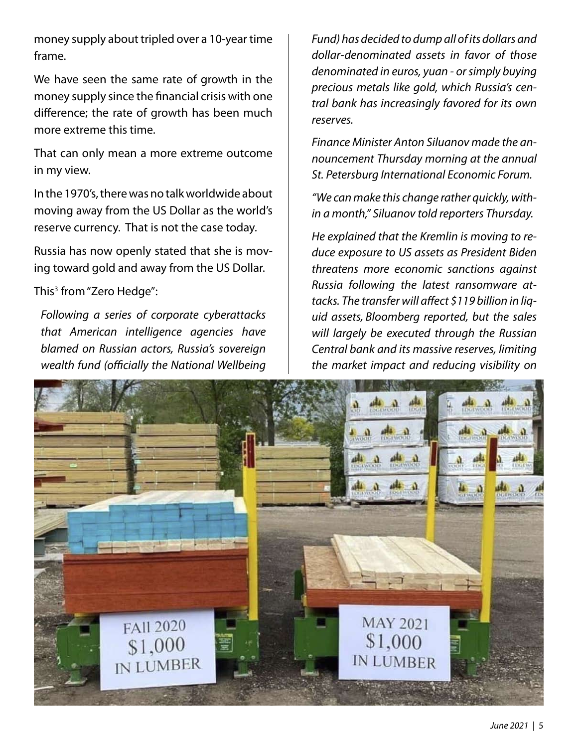money supply about tripled over a 10-year time frame.

We have seen the same rate of growth in the money supply since the financial crisis with one difference; the rate of growth has been much more extreme this time.

That can only mean a more extreme outcome in my view.

In the 1970's, there was no talk worldwide about moving away from the US Dollar as the world's reserve currency. That is not the case today.

Russia has now openly stated that she is moving toward gold and away from the US Dollar.

This[3] from "Zero Hedge":

> *Following a series of corporate cyberattacks that American intelligence agencies have blamed on Russian actors, Russia's sovereign wealth fund (officially the National Wellbeing Fund) has decided to dump all of its dollars and dollar-denominated assets in favor of those denominated in euros, yuan - or simply buying precious metals like gold, which Russia's central bank has increasingly favored for its own reserves.*
>
> *Finance Minister Anton Siluanov made the announcement Thursday morning at the annual St. Petersburg International Economic Forum.*
>
> *"We can make this change rather quickly, within a month," Siluanov told reporters Thursday.*
>
> *He explained that the Kremlin is moving to reduce exposure to US assets as President Biden threatens more economic sanctions against Russia following the latest ransomware attacks. The transfer will affect $119 billion in liquid assets, Bloomberg reported, but the sales will largely be executed through the Russian Central bank and its massive reserves, limiting the market impact and reducing visibility on*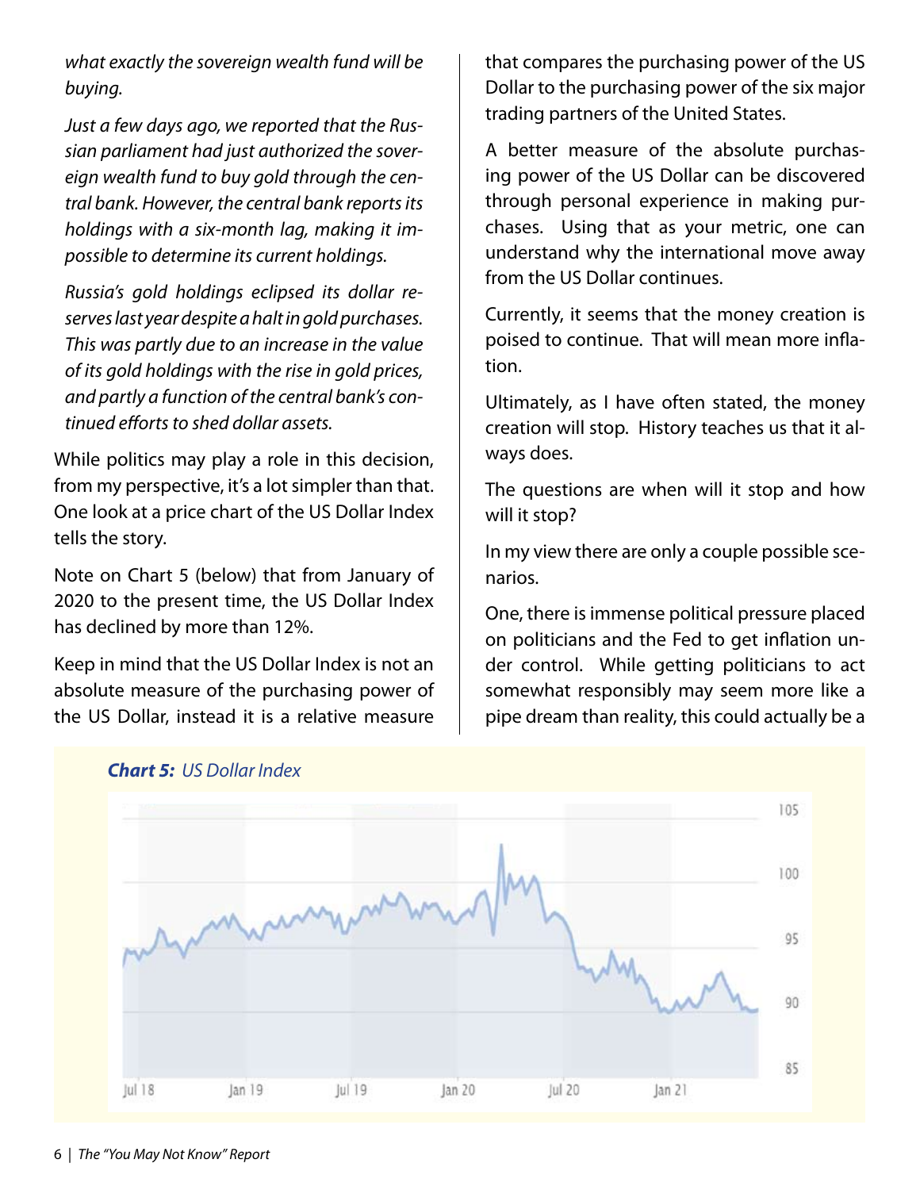*what exactly the sovereign wealth fund will be buying.*

*Just a few days ago, we reported that the Russian parliament had just authorized the sovereign wealth fund to buy gold through the central bank. However, the central bank reports its holdings with a six-month lag, making it impossible to determine its current holdings.*

*Russia's gold holdings eclipsed its dollar reserves last year despite a halt in gold purchases. This was partly due to an increase in the value of its gold holdings with the rise in gold prices, and partly a function of the central bank's continued efforts to shed dollar assets.*

While politics may play a role in this decision, from my perspective, it's a lot simpler than that. One look at a price chart of the US Dollar Index tells the story.

Note on Chart 5 (below) that from January of 2020 to the present time, the US Dollar Index has declined by more than 12%.

Keep in mind that the US Dollar Index is not an absolute measure of the purchasing power of the US Dollar, instead it is a relative measure that compares the purchasing power of the US Dollar to the purchasing power of the six major trading partners of the United States.

A better measure of the absolute purchasing power of the US Dollar can be discovered through personal experience in making purchases. Using that as your metric, one can understand why the international move away from the US Dollar continues.

Currently, it seems that the money creation is poised to continue. That will mean more inflation.

Ultimately, as I have often stated, the money creation will stop. History teaches us that it always does.

The questions are when will it stop and how will it stop?

In my view there are only a couple possible scenarios.

One, there is immense political pressure placed on politicians and the Fed to get inflation under control. While getting politicians to act somewhat responsibly may seem more like a pipe dream than reality, this could actually be a

***Chart 5:*** *US Dollar Index*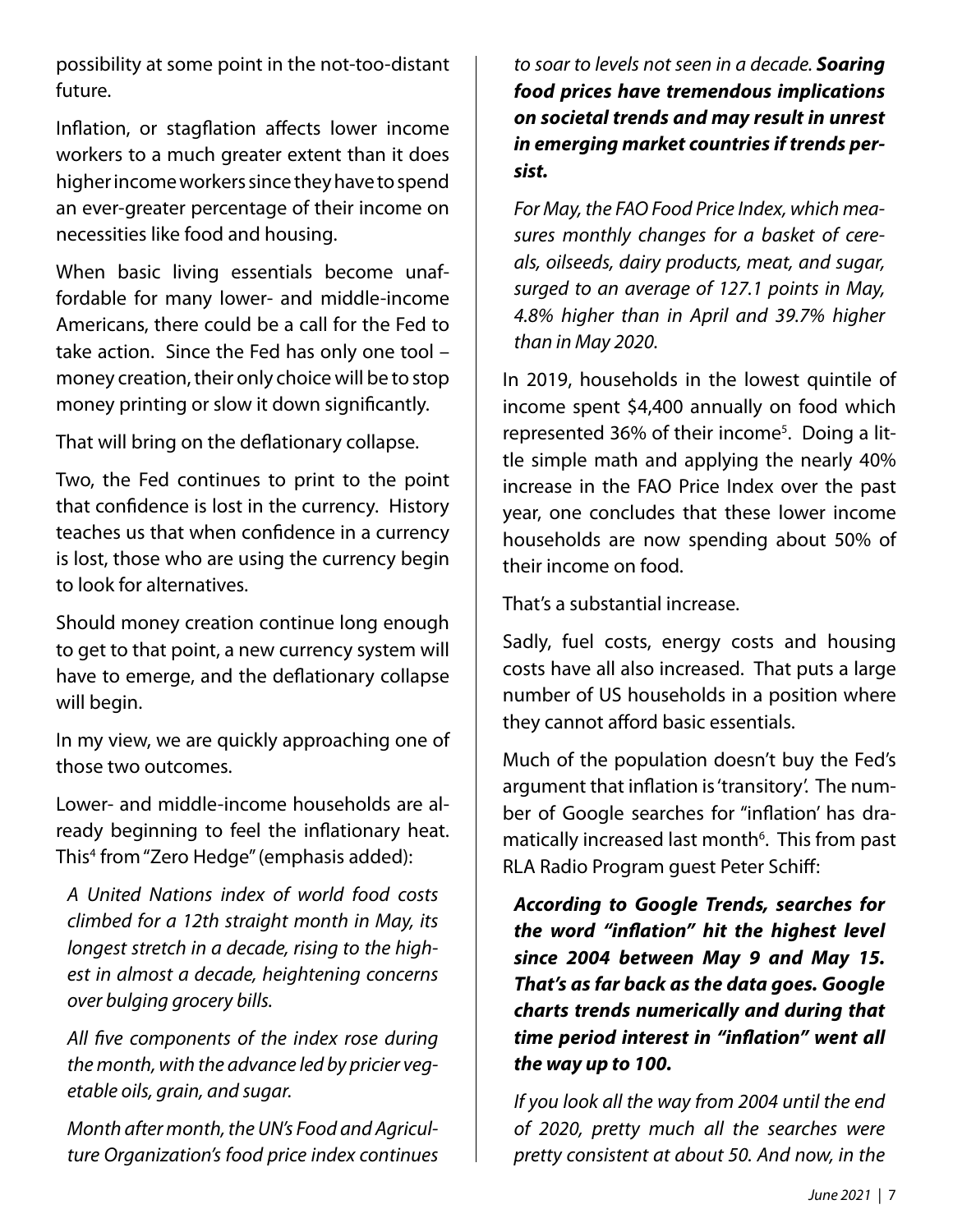possibility at some point in the not-too-distant future.

Inflation, or stagflation affects lower income workers to a much greater extent than it does higher income workers since they have to spend an ever-greater percentage of their income on necessities like food and housing.

When basic living essentials become unaffordable for many lower- and middle-income Americans, there could be a call for the Fed to take action. Since the Fed has only one tool – money creation, their only choice will be to stop money printing or slow it down significantly.

That will bring on the deflationary collapse.

Two, the Fed continues to print to the point that confidence is lost in the currency. History teaches us that when confidence in a currency is lost, those who are using the currency begin to look for alternatives.

Should money creation continue long enough to get to that point, a new currency system will have to emerge, and the deflationary collapse will begin.

In my view, we are quickly approaching one of those two outcomes.

Lower- and middle-income households are already beginning to feel the inflationary heat. This[4] from "Zero Hedge" (emphasis added):

> *A United Nations index of world food costs climbed for a 12th straight month in May, its longest stretch in a decade, rising to the highest in almost a decade, heightening concerns over bulging grocery bills.*
>
> *All five components of the index rose during the month, with the advance led by pricier vegetable oils, grain, and sugar.*
>
> *Month after month, the UN's Food and Agriculture Organization's food price index continues to soar to levels not seen in a decade.* ***Soaring food prices have tremendous implications on societal trends and may result in unrest in emerging market countries if trends persist.***
>
> *For May, the FAO Food Price Index, which measures monthly changes for a basket of cereals, oilseeds, dairy products, meat, and sugar, surged to an average of 127.1 points in May, 4.8% higher than in April and 39.7% higher than in May 2020.*

In 2019, households in the lowest quintile of income spent $4,400 annually on food which represented 36% of their income[5]. Doing a little simple math and applying the nearly 40% increase in the FAO Price Index over the past year, one concludes that these lower income households are now spending about 50% of their income on food.

That's a substantial increase.

Sadly, fuel costs, energy costs and housing costs have all also increased. That puts a large number of US households in a position where they cannot afford basic essentials.

Much of the population doesn't buy the Fed's argument that inflation is 'transitory'. The number of Google searches for "inflation' has dramatically increased last month[6]. This from past RLA Radio Program guest Peter Schiff:

> ***According to Google Trends, searches for the word "inflation" hit the highest level since 2004 between May 9 and May 15. That's as far back as the data goes. Google charts trends numerically and during that time period interest in "inflation" went all the way up to 100.***
>
> *If you look all the way from 2004 until the end of 2020, pretty much all the searches were pretty consistent at about 50. And now, in the*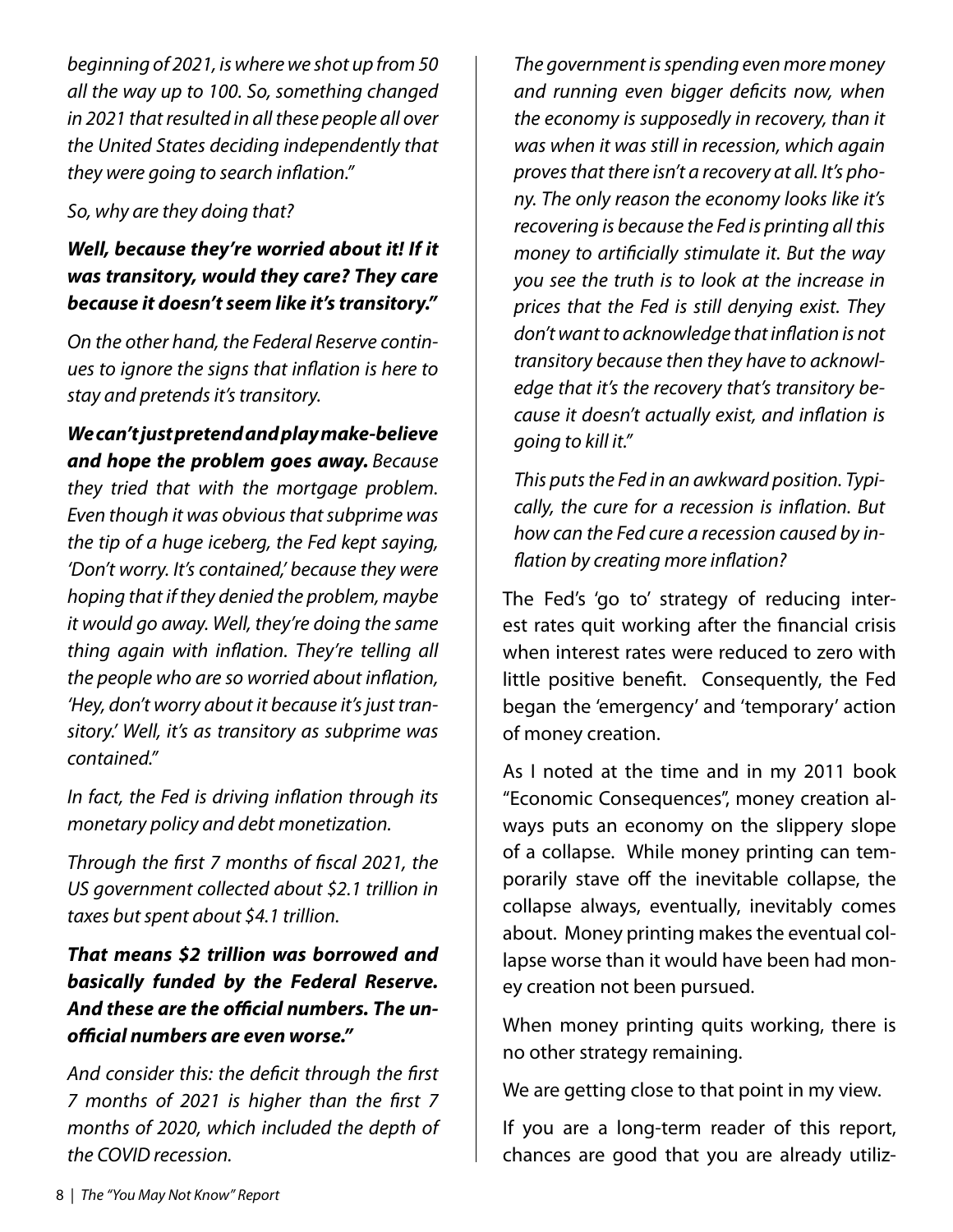*beginning of 2021, is where we shot up from 50 all the way up to 100. So, something changed in 2021 that resulted in all these people all over the United States deciding independently that they were going to search inflation."*

*So, why are they doing that?*

***Well, because they're worried about it! If it was transitory, would they care? They care because it doesn't seem like it's transitory."***

*On the other hand, the Federal Reserve continues to ignore the signs that inflation is here to stay and pretends it's transitory.*

***We can't just pretend and play make-believe and hope the problem goes away.*** *Because they tried that with the mortgage problem. Even though it was obvious that subprime was the tip of a huge iceberg, the Fed kept saying, 'Don't worry. It's contained,' because they were hoping that if they denied the problem, maybe it would go away. Well, they're doing the same thing again with inflation. They're telling all the people who are so worried about inflation, 'Hey, don't worry about it because it's just transitory.' Well, it's as transitory as subprime was contained."*

*In fact, the Fed is driving inflation through its monetary policy and debt monetization.*

*Through the first 7 months of fiscal 2021, the US government collected about $2.1 trillion in taxes but spent about $4.1 trillion.*

***That means $2 trillion was borrowed and basically funded by the Federal Reserve. And these are the official numbers. The unofficial numbers are even worse."***

*And consider this: the deficit through the first 7 months of 2021 is higher than the first 7 months of 2020, which included the depth of the COVID recession.*

*The government is spending even more money and running even bigger deficits now, when the economy is supposedly in recovery, than it was when it was still in recession, which again proves that there isn't a recovery at all. It's phony. The only reason the economy looks like it's recovering is because the Fed is printing all this money to artificially stimulate it. But the way you see the truth is to look at the increase in prices that the Fed is still denying exist. They don't want to acknowledge that inflation is not transitory because then they have to acknowledge that it's the recovery that's transitory because it doesn't actually exist, and inflation is going to kill it."*

*This puts the Fed in an awkward position. Typically, the cure for a recession is inflation. But how can the Fed cure a recession caused by inflation by creating more inflation?*

The Fed's 'go to' strategy of reducing interest rates quit working after the financial crisis when interest rates were reduced to zero with little positive benefit. Consequently, the Fed began the 'emergency' and 'temporary' action of money creation.

As I noted at the time and in my 2011 book "Economic Consequences", money creation always puts an economy on the slippery slope of a collapse. While money printing can temporarily stave off the inevitable collapse, the collapse always, eventually, inevitably comes about. Money printing makes the eventual collapse worse than it would have been had money creation not been pursued.

When money printing quits working, there is no other strategy remaining.

We are getting close to that point in my view.

If you are a long-term reader of this report, chances are good that you are already utiliz-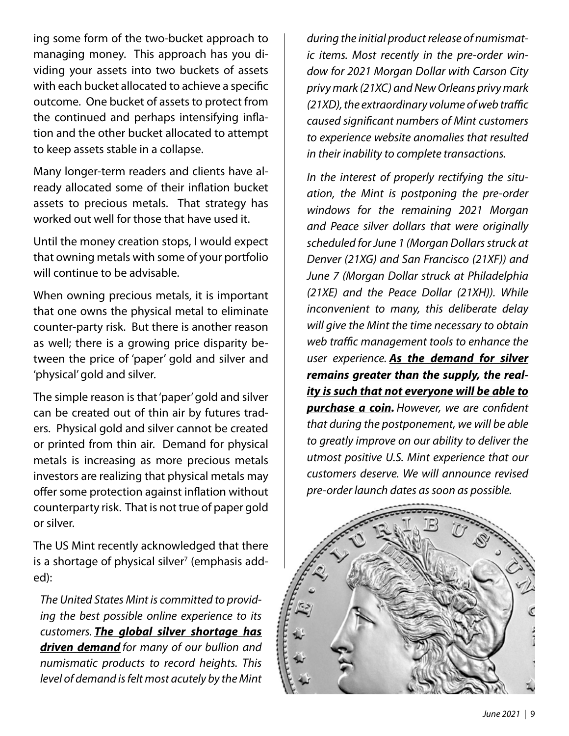ing some form of the two-bucket approach to managing money. This approach has you dividing your assets into two buckets of assets with each bucket allocated to achieve a specific outcome. One bucket of assets to protect from the continued and perhaps intensifying inflation and the other bucket allocated to attempt to keep assets stable in a collapse.

Many longer-term readers and clients have already allocated some of their inflation bucket assets to precious metals. That strategy has worked out well for those that have used it.

Until the money creation stops, I would expect that owning metals with some of your portfolio will continue to be advisable.

When owning precious metals, it is important that one owns the physical metal to eliminate counter-party risk. But there is another reason as well; there is a growing price disparity between the price of 'paper' gold and silver and 'physical' gold and silver.

The simple reason is that 'paper' gold and silver can be created out of thin air by futures traders. Physical gold and silver cannot be created or printed from thin air. Demand for physical metals is increasing as more precious metals investors are realizing that physical metals may offer some protection against inflation without counterparty risk. That is not true of paper gold or silver.

The US Mint recently acknowledged that there is a shortage of physical silver[7] (emphasis added):

> *The United States Mint is committed to providing the best possible online experience to its customers.* ***The global silver shortage has driven demand*** *for many of our bullion and numismatic products to record heights. This level of demand is felt most acutely by the Mint during the initial product release of numismatic items. Most recently in the pre-order window for 2021 Morgan Dollar with Carson City privy mark (21XC) and New Orleans privy mark (21XD), the extraordinary volume of web traffic caused significant numbers of Mint customers to experience website anomalies that resulted in their inability to complete transactions.*
>
> *In the interest of properly rectifying the situation, the Mint is postponing the pre-order windows for the remaining 2021 Morgan and Peace silver dollars that were originally scheduled for June 1 (Morgan Dollars struck at Denver (21XG) and San Francisco (21XF)) and June 7 (Morgan Dollar struck at Philadelphia (21XE) and the Peace Dollar (21XH)). While inconvenient to many, this deliberate delay will give the Mint the time necessary to obtain web traffic management tools to enhance the user experience.* ***As the demand for silver remains greater than the supply, the reality is such that not everyone will be able to purchase a coin.*** *However, we are confident that during the postponement, we will be able to greatly improve on our ability to deliver the utmost positive U.S. Mint experience that our customers deserve. We will announce revised pre-order launch dates as soon as possible.*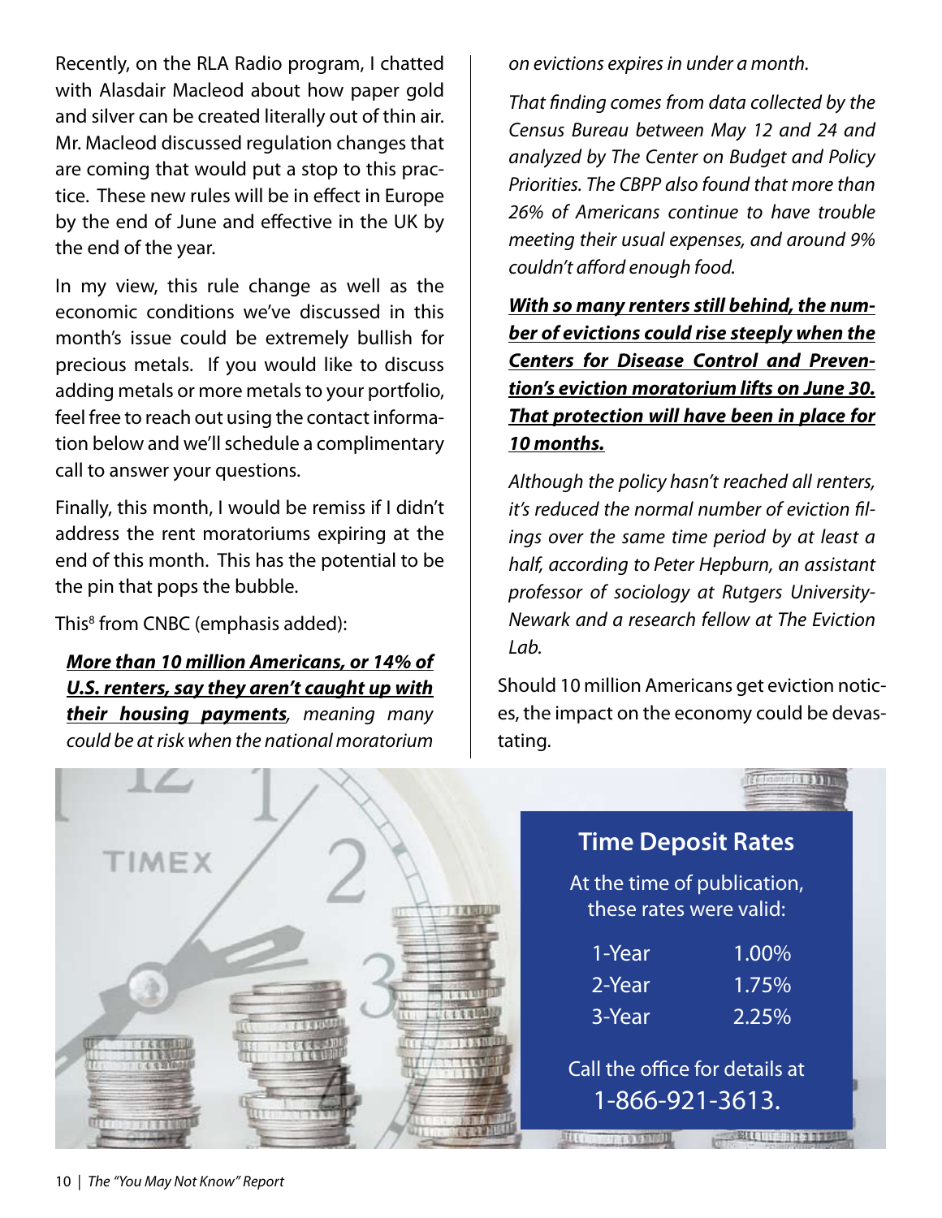Recently, on the RLA Radio program, I chatted with Alasdair Macleod about how paper gold and silver can be created literally out of thin air. Mr. Macleod discussed regulation changes that are coming that would put a stop to this practice. These new rules will be in effect in Europe by the end of June and effective in the UK by the end of the year.

In my view, this rule change as well as the economic conditions we've discussed in this month's issue could be extremely bullish for precious metals. If you would like to discuss adding metals or more metals to your portfolio, feel free to reach out using the contact information below and we'll schedule a complimentary call to answer your questions.

Finally, this month, I would be remiss if I didn't address the rent moratoriums expiring at the end of this month. This has the potential to be the pin that pops the bubble.

This[8] from CNBC (emphasis added):

> ***More than 10 million Americans, or 14% of U.S. renters, say they aren't caught up with their housing payments****, meaning many could be at risk when the national moratorium on evictions expires in under a month.*
>
> *That finding comes from data collected by the Census Bureau between May 12 and 24 and analyzed by The Center on Budget and Policy Priorities. The CBPP also found that more than 26% of Americans continue to have trouble meeting their usual expenses, and around 9% couldn't afford enough food.*
>
> ***With so many renters still behind, the number of evictions could rise steeply when the Centers for Disease Control and Prevention's eviction moratorium lifts on June 30. That protection will have been in place for 10 months.***
>
> *Although the policy hasn't reached all renters, it's reduced the normal number of eviction filings over the same time period by at least a half, according to Peter Hepburn, an assistant professor of sociology at Rutgers University-Newark and a research fellow at The Eviction Lab.*

Should 10 million Americans get eviction notices, the impact on the economy could be devastating.

## Time Deposit Rates

At the time of publication, these rates were valid:

| Term | Rate |
|---|---|
| 1-Year | 1.00% |
| 2-Year | 1.75% |
| 3-Year | 2.25% |

Call the office for details at 1-866-921-3613.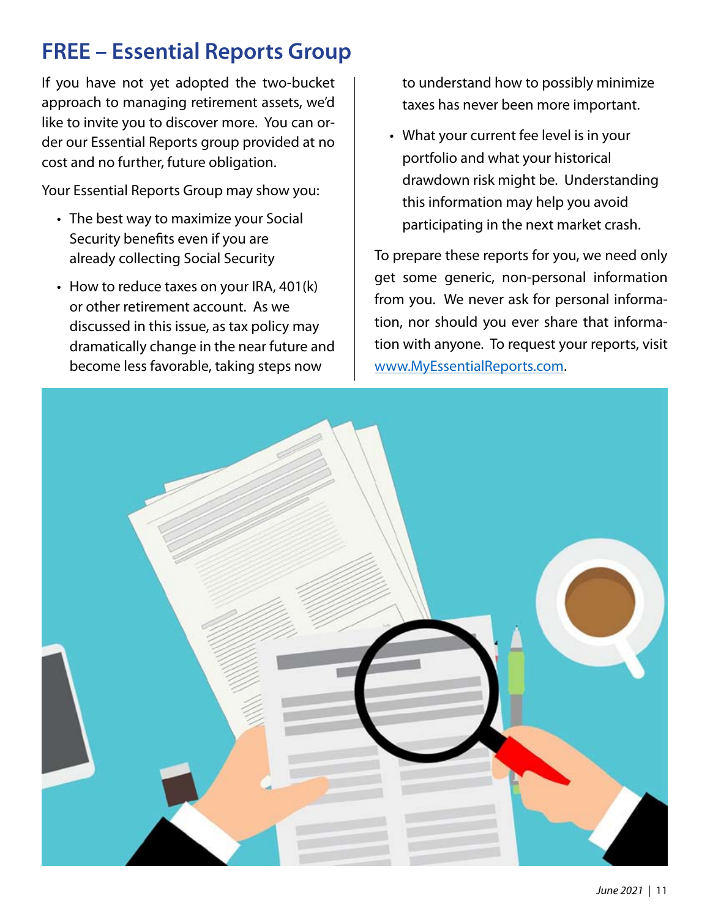## FREE – Essential Reports Group

If you have not yet adopted the two-bucket approach to managing retirement assets, we'd like to invite you to discover more. You can order our Essential Reports group provided at no cost and no further, future obligation.

Your Essential Reports Group may show you:

- The best way to maximize your Social Security benefits even if you are already collecting Social Security
- How to reduce taxes on your IRA, 401(k) or other retirement account. As we discussed in this issue, as tax policy may dramatically change in the near future and become less favorable, taking steps now to understand how to possibly minimize taxes has never been more important.
- What your current fee level is in your portfolio and what your historical drawdown risk might be. Understanding this information may help you avoid participating in the next market crash.

To prepare these reports for you, we need only get some generic, non-personal information from you. We never ask for personal information, nor should you ever share that information with anyone. To request your reports, visit www.MyEssentialReports.com.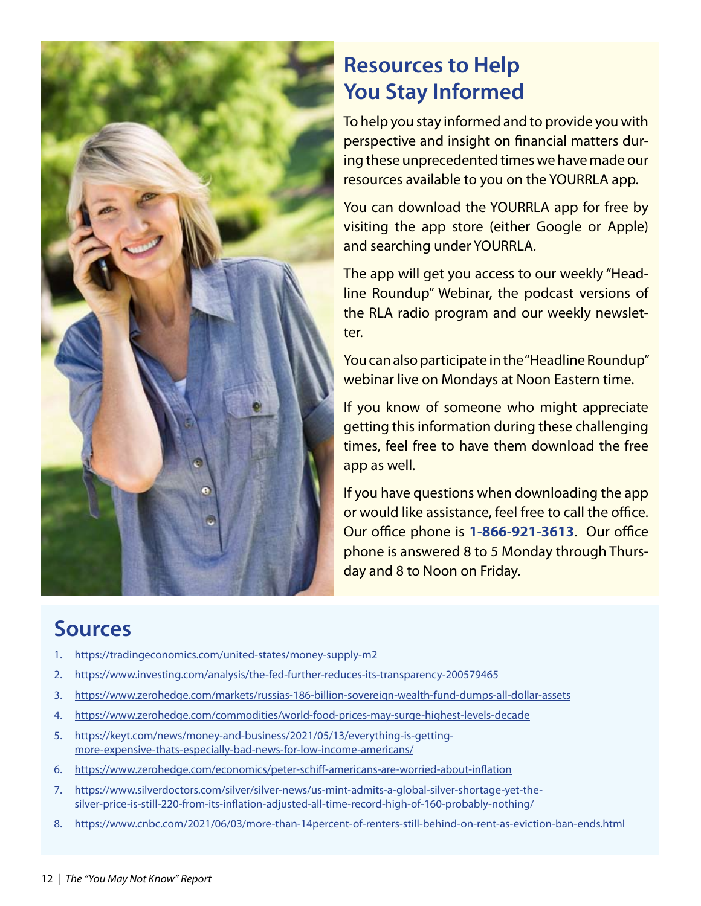## Resources to Help You Stay Informed

To help you stay informed and to provide you with perspective and insight on financial matters during these unprecedented times we have made our resources available to you on the YOURRLA app.

You can download the YOURRLA app for free by visiting the app store (either Google or Apple) and searching under YOURRLA.

The app will get you access to our weekly "Headline Roundup" Webinar, the podcast versions of the RLA radio program and our weekly newsletter.

You can also participate in the "Headline Roundup" webinar live on Mondays at Noon Eastern time.

If you know of someone who might appreciate getting this information during these challenging times, feel free to have them download the free app as well.

If you have questions when downloading the app or would like assistance, feel free to call the office. Our office phone is **1-866-921-3613**. Our office phone is answered 8 to 5 Monday through Thursday and 8 to Noon on Friday.

## Sources

1. https://tradingeconomics.com/united-states/money-supply-m2
2. https://www.investing.com/analysis/the-fed-further-reduces-its-transparency-200579465
3. https://www.zerohedge.com/markets/russias-186-billion-sovereign-wealth-fund-dumps-all-dollar-assets
4. https://www.zerohedge.com/commodities/world-food-prices-may-surge-highest-levels-decade
5. https://keyt.com/news/money-and-business/2021/05/13/everything-is-getting-more-expensive-thats-especially-bad-news-for-low-income-americans/
6. https://www.zerohedge.com/economics/peter-schiff-americans-are-worried-about-inflation
7. https://www.silverdoctors.com/silver/silver-news/us-mint-admits-a-global-silver-shortage-yet-the-silver-price-is-still-220-from-its-inflation-adjusted-all-time-record-high-of-160-probably-nothing/
8. https://www.cnbc.com/2021/06/03/more-than-14percent-of-renters-still-behind-on-rent-as-eviction-ban-ends.html